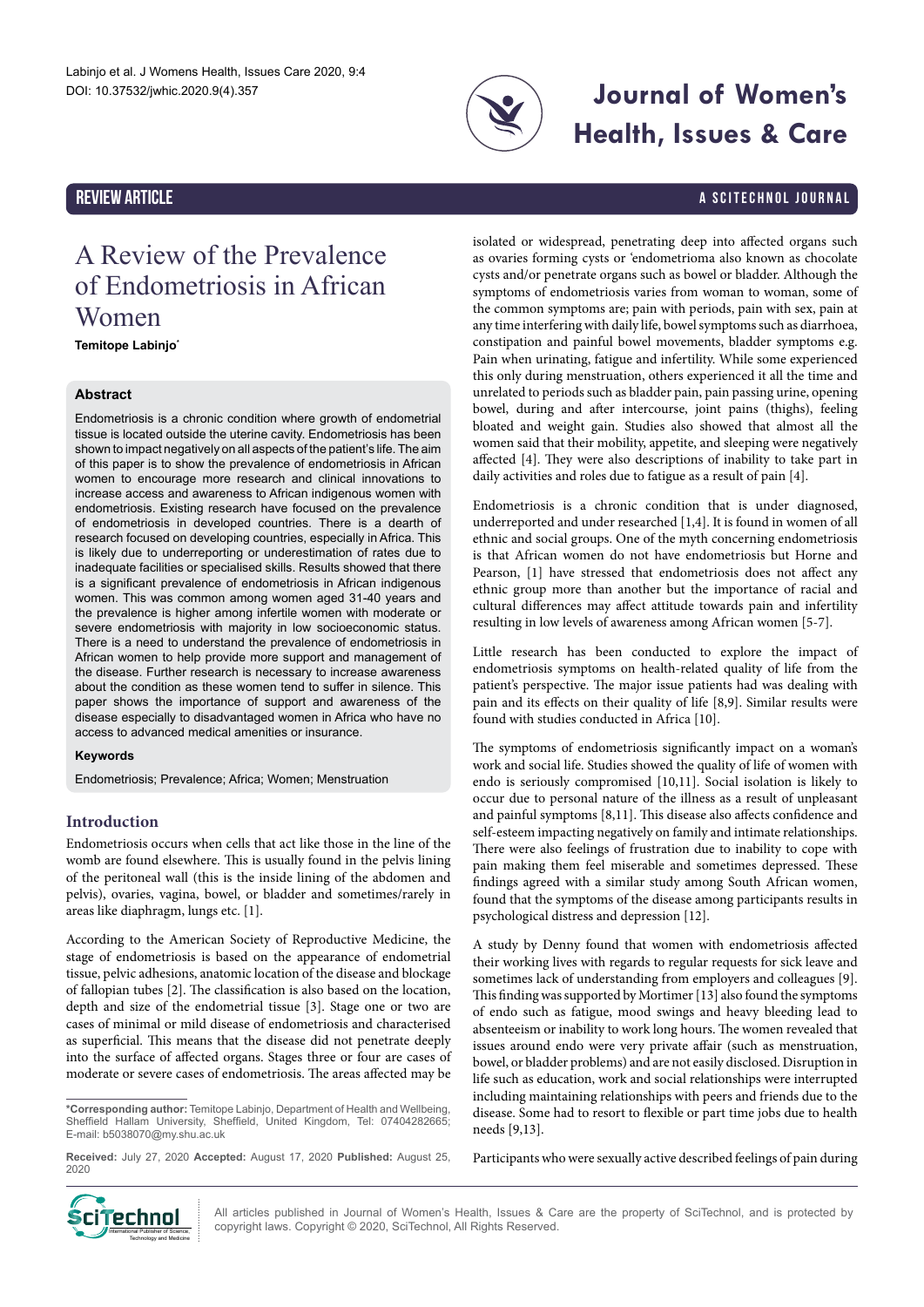REVIEW ARTICLE

# A Review of the Prevalence of Endometriosis in African Women

**Temitope Labinjo***

## Abstract

Endometriosis is a chronic condition where growth of endometrial tissue is located outside the uterine cavity. Endometriosis has been shown to impact negatively on all aspects of the patient's life. The aim of this paper is to show the prevalence of endometriosis in African women to encourage more research and clinical innovations to increase access and awareness to African indigenous women with endometriosis. Existing research have focused on the prevalence of endometriosis in developed countries. There is a dearth of research focused on developing countries, especially in Africa. This is likely due to underreporting or underestimation of rates due to inadequate facilities or specialised skills. Results showed that there is a significant prevalence of endometriosis in African indigenous women. This was common among women aged 31-40 years and the prevalence is higher among infertile women with moderate or severe endometriosis with majority in low socioeconomic status. There is a need to understand the prevalence of endometriosis in African women to help provide more support and management of the disease. Further research is necessary to increase awareness about the condition as these women tend to suffer in silence. This paper shows the importance of support and awareness of the disease especially to disadvantaged women in Africa who have no access to advanced medical amenities or insurance.

### Keywords

Endometriosis; Prevalence; Africa; Women; Menstruation

## Introduction

Endometriosis occurs when cells that act like those in the line of the womb are found elsewhere. This is usually found in the pelvis lining of the peritoneal wall (this is the inside lining of the abdomen and pelvis), ovaries, vagina, bowel, or bladder and sometimes/rarely in areas like diaphragm, lungs etc. [1].

According to the American Society of Reproductive Medicine, the stage of endometriosis is based on the appearance of endometrial tissue, pelvic adhesions, anatomic location of the disease and blockage of fallopian tubes [2]. The classification is also based on the location, depth and size of the endometrial tissue [3]. Stage one or two are cases of minimal or mild disease of endometriosis and characterised as superficial. This means that the disease did not penetrate deeply into the surface of affected organs. Stages three or four are cases of moderate or severe cases of endometriosis. The areas affected may be isolated or widespread, penetrating deep into affected organs such as ovaries forming cysts or 'endometrioma also known as chocolate cysts and/or penetrate organs such as bowel or bladder. Although the symptoms of endometriosis varies from woman to woman, some of the common symptoms are; pain with periods, pain with sex, pain at any time interfering with daily life, bowel symptoms such as diarrhoea, constipation and painful bowel movements, bladder symptoms e.g. Pain when urinating, fatigue and infertility. While some experienced this only during menstruation, others experienced it all the time and unrelated to periods such as bladder pain, pain passing urine, opening bowel, during and after intercourse, joint pains (thighs), feeling bloated and weight gain. Studies also showed that almost all the women said that their mobility, appetite, and sleeping were negatively affected [4]. They were also descriptions of inability to take part in daily activities and roles due to fatigue as a result of pain [4].

Endometriosis is a chronic condition that is under diagnosed, underreported and under researched [1,4]. It is found in women of all ethnic and social groups. One of the myth concerning endometriosis is that African women do not have endometriosis but Horne and Pearson, [1] have stressed that endometriosis does not affect any ethnic group more than another but the importance of racial and cultural differences may affect attitude towards pain and infertility resulting in low levels of awareness among African women [5-7].

Little research has been conducted to explore the impact of endometriosis symptoms on health-related quality of life from the patient's perspective. The major issue patients had was dealing with pain and its effects on their quality of life [8,9]. Similar results were found with studies conducted in Africa [10].

The symptoms of endometriosis significantly impact on a woman's work and social life. Studies showed the quality of life of women with endo is seriously compromised [10,11]. Social isolation is likely to occur due to personal nature of the illness as a result of unpleasant and painful symptoms [8,11]. This disease also affects confidence and self-esteem impacting negatively on family and intimate relationships. There were also feelings of frustration due to inability to cope with pain making them feel miserable and sometimes depressed. These findings agreed with a similar study among South African women, found that the symptoms of the disease among participants results in psychological distress and depression [12].

A study by Denny found that women with endometriosis affected their working lives with regards to regular requests for sick leave and sometimes lack of understanding from employers and colleagues [9]. This finding was supported by Mortimer [13] also found the symptoms of endo such as fatigue, mood swings and heavy bleeding lead to absenteeism or inability to work long hours. The women revealed that issues around endo were very private affair (such as menstruation, bowel, or bladder problems) and are not easily disclosed. Disruption in life such as education, work and social relationships were interrupted including maintaining relationships with peers and friends due to the disease. Some had to resort to flexible or part time jobs due to health needs [9,13].

Participants who were sexually active described feelings of pain during

*Corresponding author: Temitope Labinjo, Department of Health and Wellbeing, Sheffield Hallam University, Sheffield, United Kingdom, Tel: 07404282665; E-mail: b5038070@my.shu.ac.uk

**Received:** July 27, 2020 **Accepted:** August 17, 2020 **Published:** August 25, 2020

All articles published in Journal of Women's Health, Issues & Care are the property of SciTechnol, and is protected by copyright laws. Copyright © 2020, SciTechnol, All Rights Reserved.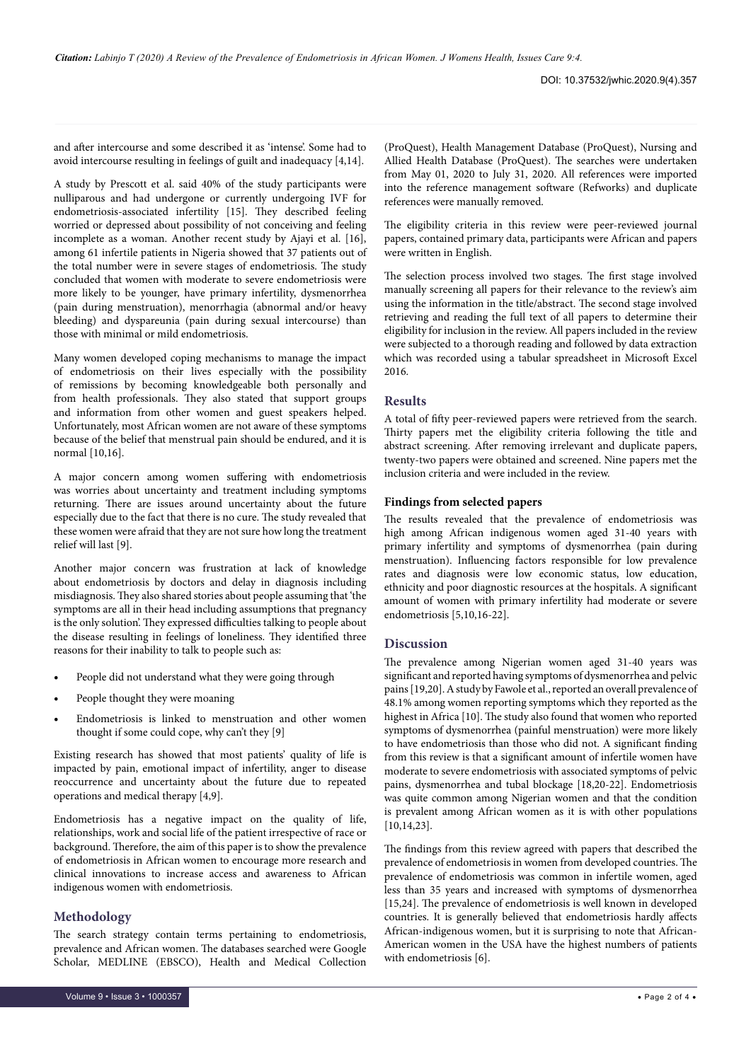and after intercourse and some described it as 'intense'. Some had to avoid intercourse resulting in feelings of guilt and inadequacy [4,14].

A study by Prescott et al. said 40% of the study participants were nulliparous and had undergone or currently undergoing IVF for endometriosis-associated infertility [15]. They described feeling worried or depressed about possibility of not conceiving and feeling incomplete as a woman. Another recent study by Ajayi et al. [16], among 61 infertile patients in Nigeria showed that 37 patients out of the total number were in severe stages of endometriosis. The study concluded that women with moderate to severe endometriosis were more likely to be younger, have primary infertility, dysmenorrhea (pain during menstruation), menorrhagia (abnormal and/or heavy bleeding) and dyspareunia (pain during sexual intercourse) than those with minimal or mild endometriosis.

Many women developed coping mechanisms to manage the impact of endometriosis on their lives especially with the possibility of remissions by becoming knowledgeable both personally and from health professionals. They also stated that support groups and information from other women and guest speakers helped. Unfortunately, most African women are not aware of these symptoms because of the belief that menstrual pain should be endured, and it is normal [10,16].

A major concern among women suffering with endometriosis was worries about uncertainty and treatment including symptoms returning. There are issues around uncertainty about the future especially due to the fact that there is no cure. The study revealed that these women were afraid that they are not sure how long the treatment relief will last [9].

Another major concern was frustration at lack of knowledge about endometriosis by doctors and delay in diagnosis including misdiagnosis. They also shared stories about people assuming that 'the symptoms are all in their head including assumptions that pregnancy is the only solution'. They expressed difficulties talking to people about the disease resulting in feelings of loneliness. They identified three reasons for their inability to talk to people such as:

- People did not understand what they were going through
- People thought they were moaning
- Endometriosis is linked to menstruation and other women thought if some could cope, why can't they [9]

Existing research has showed that most patients' quality of life is impacted by pain, emotional impact of infertility, anger to disease reoccurrence and uncertainty about the future due to repeated operations and medical therapy [4,9].

Endometriosis has a negative impact on the quality of life, relationships, work and social life of the patient irrespective of race or background. Therefore, the aim of this paper is to show the prevalence of endometriosis in African women to encourage more research and clinical innovations to increase access and awareness to African indigenous women with endometriosis.

## Methodology

The search strategy contain terms pertaining to endometriosis, prevalence and African women. The databases searched were Google Scholar, MEDLINE (EBSCO), Health and Medical Collection (ProQuest), Health Management Database (ProQuest), Nursing and Allied Health Database (ProQuest). The searches were undertaken from May 01, 2020 to July 31, 2020. All references were imported into the reference management software (Refworks) and duplicate references were manually removed.

The eligibility criteria in this review were peer-reviewed journal papers, contained primary data, participants were African and papers were written in English.

The selection process involved two stages. The first stage involved manually screening all papers for their relevance to the review's aim using the information in the title/abstract. The second stage involved retrieving and reading the full text of all papers to determine their eligibility for inclusion in the review. All papers included in the review were subjected to a thorough reading and followed by data extraction which was recorded using a tabular spreadsheet in Microsoft Excel 2016.

## Results

A total of fifty peer-reviewed papers were retrieved from the search. Thirty papers met the eligibility criteria following the title and abstract screening. After removing irrelevant and duplicate papers, twenty-two papers were obtained and screened. Nine papers met the inclusion criteria and were included in the review.

### Findings from selected papers

The results revealed that the prevalence of endometriosis was high among African indigenous women aged 31-40 years with primary infertility and symptoms of dysmenorrhea (pain during menstruation). Influencing factors responsible for low prevalence rates and diagnosis were low economic status, low education, ethnicity and poor diagnostic resources at the hospitals. A significant amount of women with primary infertility had moderate or severe endometriosis [5,10,16-22].

## Discussion

The prevalence among Nigerian women aged 31-40 years was significant and reported having symptoms of dysmenorrhea and pelvic pains [19,20]. A study by Fawole et al., reported an overall prevalence of 48.1% among women reporting symptoms which they reported as the highest in Africa [10]. The study also found that women who reported symptoms of dysmenorrhea (painful menstruation) were more likely to have endometriosis than those who did not. A significant finding from this review is that a significant amount of infertile women have moderate to severe endometriosis with associated symptoms of pelvic pains, dysmenorrhea and tubal blockage [18,20-22]. Endometriosis was quite common among Nigerian women and that the condition is prevalent among African women as it is with other populations [10,14,23].

The findings from this review agreed with papers that described the prevalence of endometriosis in women from developed countries. The prevalence of endometriosis was common in infertile women, aged less than 35 years and increased with symptoms of dysmenorrhea [15,24]. The prevalence of endometriosis is well known in developed countries. It is generally believed that endometriosis hardly affects African-indigenous women, but it is surprising to note that African-American women in the USA have the highest numbers of patients with endometriosis [6].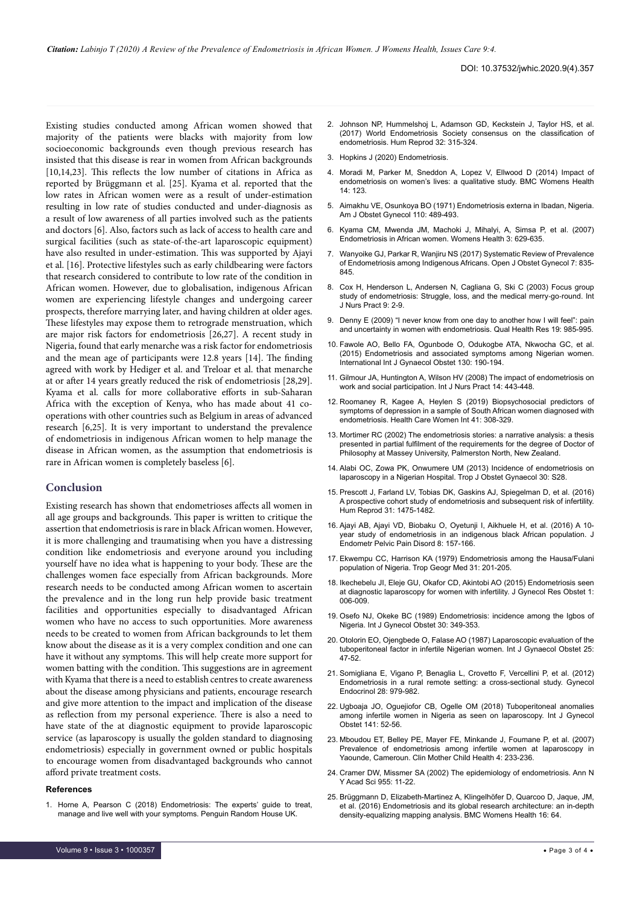Existing studies conducted among African women showed that majority of the patients were blacks with majority from low socioeconomic backgrounds even though previous research has insisted that this disease is rear in women from African backgrounds [10,14,23]. This reflects the low number of citations in Africa as reported by Brüggmann et al. [25]. Kyama et al. reported that the low rates in African women were as a result of under-estimation resulting in low rate of studies conducted and under-diagnosis as a result of low awareness of all parties involved such as the patients and doctors [6]. Also, factors such as lack of access to health care and surgical facilities (such as state-of-the-art laparoscopic equipment) have also resulted in under-estimation. This was supported by Ajayi et al. [16]. Protective lifestyles such as early childbearing were factors that research considered to contribute to low rate of the condition in African women. However, due to globalisation, indigenous African women are experiencing lifestyle changes and undergoing career prospects, therefore marrying later, and having children at older ages. These lifestyles may expose them to retrograde menstruation, which are major risk factors for endometriosis [26,27]. A recent study in Nigeria, found that early menarche was a risk factor for endometriosis and the mean age of participants were 12.8 years [14]. The finding agreed with work by Hediger et al. and Treloar et al. that menarche at or after 14 years greatly reduced the risk of endometriosis [28,29]. Kyama et al. calls for more collaborative efforts in sub-Saharan Africa with the exception of Kenya, who has made about 41 co-operations with other countries such as Belgium in areas of advanced research [6,25]. It is very important to understand the prevalence of endometriosis in indigenous African women to help manage the disease in African women, as the assumption that endometriosis is rare in African women is completely baseless [6].

## Conclusion

Existing research has shown that endometrioses affects all women in all age groups and backgrounds. This paper is written to critique the assertion that endometriosis is rare in black African women. However, it is more challenging and traumatising when you have a distressing condition like endometriosis and everyone around you including yourself have no idea what is happening to your body. These are the challenges women face especially from African backgrounds. More research needs to be conducted among African women to ascertain the prevalence and in the long run help provide basic treatment facilities and opportunities especially to disadvantaged African women who have no access to such opportunities. More awareness needs to be created to women from African backgrounds to let them know about the disease as it is a very complex condition and one can have it without any symptoms. This will help create more support for women batting with the condition. This suggestions are in agreement with Kyama that there is a need to establish centres to create awareness about the disease among physicians and patients, encourage research and give more attention to the impact and implication of the disease as reflection from my personal experience. There is also a need to have state of the at diagnostic equipment to provide laparoscopic service (as laparoscopy is usually the golden standard to diagnosing endometriosis) especially in government owned or public hospitals to encourage women from disadvantaged backgrounds who cannot afford private treatment costs.

### References

1. Horne A, Pearson C (2018) Endometriosis: The experts' guide to treat, manage and live well with your symptoms. Penguin Random House UK.
2. Johnson NP, Hummelshoj L, Adamson GD, Keckstein J, Taylor HS, et al. (2017) World Endometriosis Society consensus on the classification of endometriosis. Hum Reprod 32: 315-324.
3. Hopkins J (2020) Endometriosis.
4. Moradi M, Parker M, Sneddon A, Lopez V, Ellwood D (2014) Impact of endometriosis on women's lives: a qualitative study. BMC Womens Health 14: 123.
5. Aimakhu VE, Osunkoya BO (1971) Endometriosis externa in Ibadan, Nigeria. Am J Obstet Gynecol 110: 489-493.
6. Kyama CM, Mwenda JM, Machoki J, Mihalyi, A, Simsa P, et al. (2007) Endometriosis in African women. Womens Health 3: 629-635.
7. Wanyoike GJ, Parkar R, Wanjiru NS (2017) Systematic Review of Prevalence of Endometriosis among Indigenous Africans. Open J Obstet Gynecol 7: 835-845.
8. Cox H, Henderson L, Andersen N, Cagliana G, Ski C (2003) Focus group study of endometriosis: Struggle, loss, and the medical merry-go-round. Int J Nurs Pract 9: 2-9.
9. Denny E (2009) "I never know from one day to another how I will feel": pain and uncertainty in women with endometriosis. Qual Health Res 19: 985-995.
10. Fawole AO, Bello FA, Ogunbode O, Odukogbe ATA, Nkwocha GC, et al. (2015) Endometriosis and associated symptoms among Nigerian women. International Int J Gynaecol Obstet 130: 190-194.
11. Gilmour JA, Huntington A, Wilson HV (2008) The impact of endometriosis on work and social participation. Int J Nurs Pract 14: 443-448.
12. Roomaney R, Kagee A, Heylen S (2019) Biopsychosocial predictors of symptoms of depression in a sample of South African women diagnosed with endometriosis. Health Care Women Int 41: 308-329.
13. Mortimer RC (2002) The endometriosis stories: a narrative analysis: a thesis presented in partial fulfilment of the requirements for the degree of Doctor of Philosophy at Massey University, Palmerston North, New Zealand.
14. Alabi OC, Zowa PK, Onwumere UM (2013) Incidence of endometriosis on laparoscopy in a Nigerian Hospital. Trop J Obstet Gynaecol 30: S28.
15. Prescott J, Farland LV, Tobias DK, Gaskins AJ, Spiegelman D, et al. (2016) A prospective cohort study of endometriosis and subsequent risk of infertility. Hum Reprod 31: 1475-1482.
16. Ajayi AB, Ajayi VD, Biobaku O, Oyetunji I, Aikhuele H, et al. (2016) A 10-year study of endometriosis in an indigenous black African population. J Endometr Pelvic Pain Disord 8: 157-166.
17. Ekwempu CC, Harrison KA (1979) Endometriosis among the Hausa/Fulani population of Nigeria. Trop Geogr Med 31: 201-205.
18. Ikechebelu JI, Eleje GU, Okafor CD, Akintobi AO (2015) Endometriosis seen at diagnostic laparoscopy for women with infertility. J Gynecol Res Obstet 1: 006-009.
19. Osefo NJ, Okeke BC (1989) Endometriosis: incidence among the Igbos of Nigeria. Int J Gynecol Obstet 30: 349-353.
20. Otolorin EO, Ojengbede O, Falase AO (1987) Laparoscopic evaluation of the tuboperitoneal factor in infertile Nigerian women. Int J Gynaecol Obstet 25: 47-52.
21. Somigliana E, Vigano P, Benaglia L, Crovetto F, Vercellini P, et al. (2012) Endometriosis in a rural remote setting: a cross-sectional study. Gynecol Endocrinol 28: 979-982.
22. Ugboaja JO, Oguejiofor CB, Ogelle OM (2018) Tuboperitoneal anomalies among infertile women in Nigeria as seen on laparoscopy. Int J Gynecol Obstet 141: 52-56.
23. Mboudou ET, Belley PE, Mayer FE, Minkande J, Foumane P, et al. (2007) Prevalence of endometriosis among infertile women at laparoscopy in Yaounde, Cameroun. Clin Mother Child Health 4: 233-236.
24. Cramer DW, Missmer SA (2002) The epidemiology of endometriosis. Ann N Y Acad Sci 955: 11-22.
25. Brüggmann D, Elizabeth-Martinez A, Klingelhöfer D, Quarcoo D, Jaque, JM, et al. (2016) Endometriosis and its global research architecture: an in-depth density-equalizing mapping analysis. BMC Womens Health 16: 64.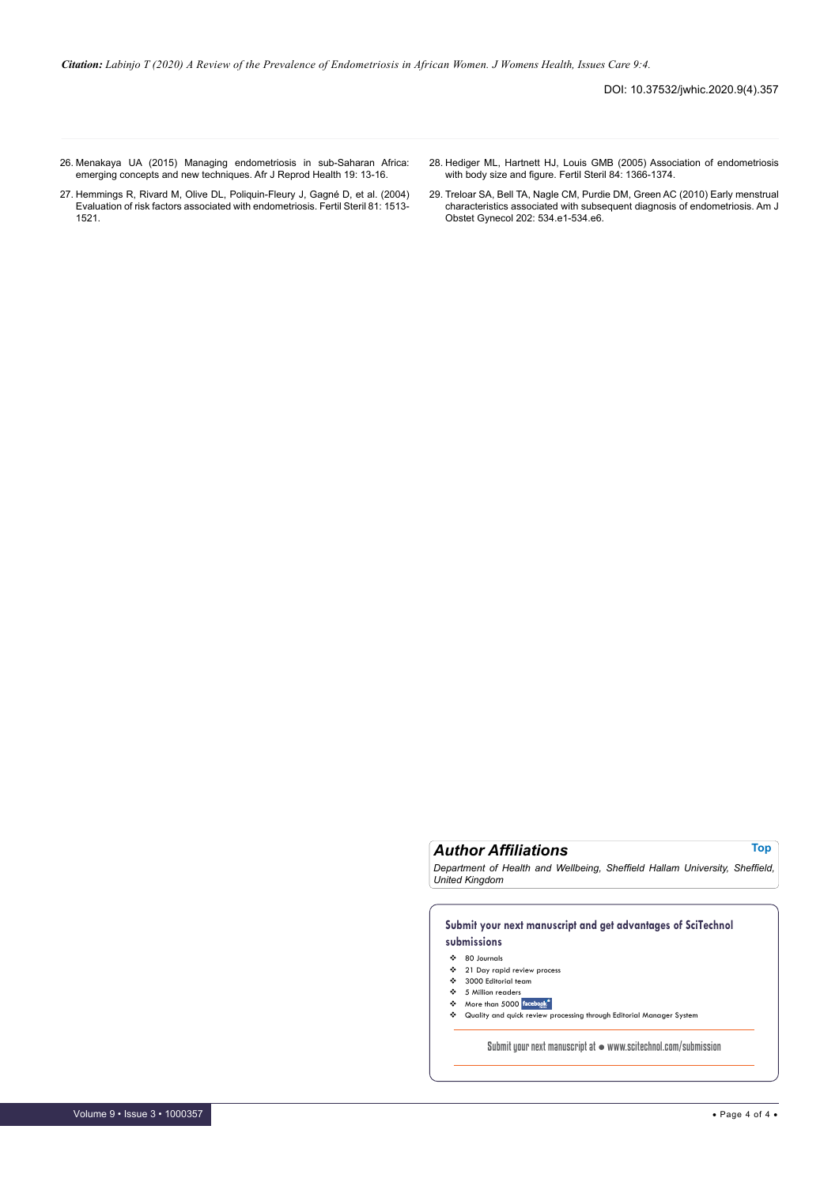26. Menakaya UA (2015) Managing endometriosis in sub-Saharan Africa: emerging concepts and new techniques. Afr J Reprod Health 19: 13-16.
27. Hemmings R, Rivard M, Olive DL, Poliquin-Fleury J, Gagné D, et al. (2004) Evaluation of risk factors associated with endometriosis. Fertil Steril 81: 1513-1521.
28. Hediger ML, Hartnett HJ, Louis GMB (2005) Association of endometriosis with body size and figure. Fertil Steril 84: 1366-1374.
29. Treloar SA, Bell TA, Nagle CM, Purdie DM, Green AC (2010) Early menstrual characteristics associated with subsequent diagnosis of endometriosis. Am J Obstet Gynecol 202: 534.e1-534.e6.

## *Author Affiliations*

*Department of Health and Wellbeing, Sheffield Hallam University, Sheffield, United Kingdom*

**Submit your next manuscript and get advantages of SciTechnol submissions**

- 80 Journals
- 21 Day rapid review process
- 3000 Editorial team
- 5 Million readers
- More than 5000 facebook
- Quality and quick review processing through Editorial Manager System

Submit your next manuscript at ● www.scitechnol.com/submission